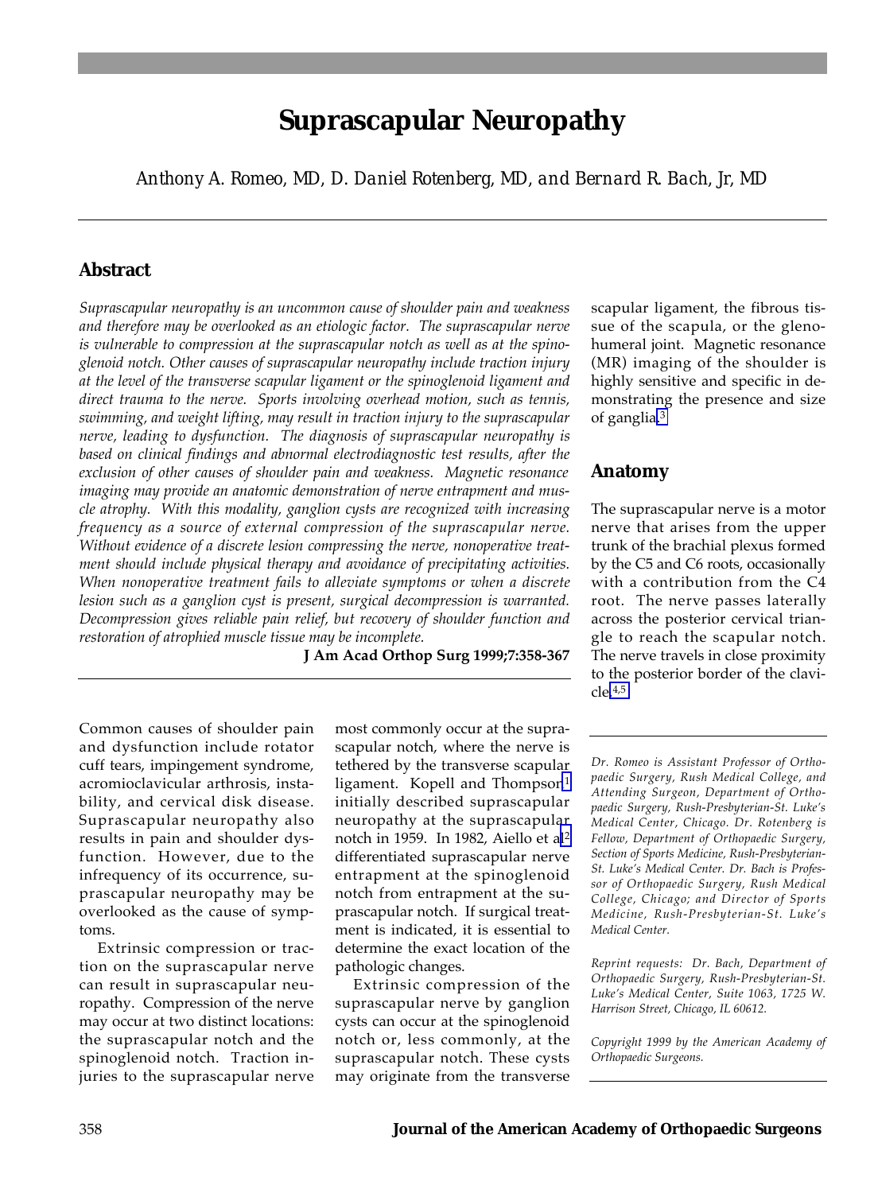# Suprascapular Neuropathy

*Anthony A. Romeo, MD, D. Daniel Rotenberg, MD, and Bernard R. Bach, Jr, MD*

## Abstract

*Suprascapular neuropathy is an uncommon cause of shoulder pain and weakness and therefore may be overlooked as an etiologic factor. The suprascapular nerve is vulnerable to compression at the suprascapular notch as well as at the spinoglenoid notch. Other causes of suprascapular neuropathy include traction injury at the level of the transverse scapular ligament or the spinoglenoid ligament and direct trauma to the nerve. Sports involving overhead motion, such as tennis, swimming, and weight lifting, may result in traction injury to the suprascapular nerve, leading to dysfunction. The diagnosis of suprascapular neuropathy is based on clinical findings and abnormal electrodiagnostic test results, after the exclusion of other causes of shoulder pain and weakness. Magnetic resonance imaging may provide an anatomic demonstration of nerve entrapment and muscle atrophy. With this modality, ganglion cysts are recognized with increasing frequency as a source of external compression of the suprascapular nerve. Without evidence of a discrete lesion compressing the nerve, nonoperative treatment should include physical therapy and avoidance of precipitating activities. When nonoperative treatment fails to alleviate symptoms or when a discrete lesion such as a ganglion cyst is present, surgical decompression is warranted. Decompression gives reliable pain relief, but recovery of shoulder function and restoration of atrophied muscle tissue may be incomplete.*

**J Am Acad Orthop Surg 1999;7:358-367**

Common causes of shoulder pain and dysfunction include rotator cuff tears, impingement syndrome, acromioclavicular arthrosis, instability, and cervical disk disease. Suprascapular neuropathy also results in pain and shoulder dysfunction. However, due to the infrequency of its occurrence, suprascapular neuropathy may be overlooked as the cause of symptoms.

Extrinsic compression or traction on the suprascapular nerve can result in suprascapular neuropathy. Compression of the nerve may occur at two distinct locations: the suprascapular notch and the spinoglenoid notch. Traction injuries to the suprascapular nerve most commonly occur at the suprascapular notch, where the nerve is tethered by the transverse scapular ligament. Kopell and Thompson[1] initially described suprascapular neuropathy at the suprascapular notch in 1959. In 1982, Aiello et al[2] differentiated suprascapular nerve entrapment at the spinoglenoid notch from entrapment at the suprascapular notch. If surgical treatment is indicated, it is essential to determine the exact location of the pathologic changes.

Extrinsic compression of the suprascapular nerve by ganglion cysts can occur at the spinoglenoid notch or, less commonly, at the suprascapular notch. These cysts may originate from the transverse scapular ligament, the fibrous tissue of the scapula, or the glenohumeral joint. Magnetic resonance (MR) imaging of the shoulder is highly sensitive and specific in demonstrating the presence and size of ganglia.[3]

## Anatomy

The suprascapular nerve is a motor nerve that arises from the upper trunk of the brachial plexus formed by the C5 and C6 roots, occasionally with a contribution from the C4 root. The nerve passes laterally across the posterior cervical triangle to reach the scapular notch. The nerve travels in close proximity to the posterior border of the clavicle.[4,5]

*Dr. Romeo is Assistant Professor of Orthopaedic Surgery, Rush Medical College, and Attending Surgeon, Department of Orthopaedic Surgery, Rush-Presbyterian-St. Luke's Medical Center, Chicago. Dr. Rotenberg is Fellow, Department of Orthopaedic Surgery, Section of Sports Medicine, Rush-Presbyterian-St. Luke's Medical Center. Dr. Bach is Professor of Orthopaedic Surgery, Rush Medical College, Chicago; and Director of Sports Medicine, Rush-Presbyterian-St. Luke's Medical Center.*

*Reprint requests: Dr. Bach, Department of Orthopaedic Surgery, Rush-Presbyterian-St. Luke's Medical Center, Suite 1063, 1725 W. Harrison Street, Chicago, IL 60612.*

*Copyright 1999 by the American Academy of Orthopaedic Surgeons.*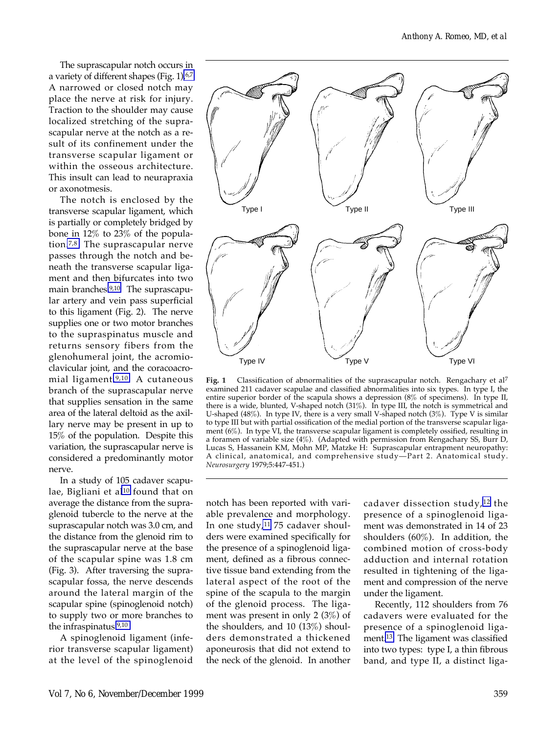The suprascapular notch occurs in a variety of different shapes (Fig. 1).[6,7] A narrowed or closed notch may place the nerve at risk for injury. Traction to the shoulder may cause localized stretching of the suprascapular nerve at the notch as a result of its confinement under the transverse scapular ligament or within the osseous architecture. This insult can lead to neurapraxia or axonotmesis.

The notch is enclosed by the transverse scapular ligament, which is partially or completely bridged by bone in 12% to 23% of the population.[7,8] The suprascapular nerve passes through the notch and beneath the transverse scapular ligament and then bifurcates into two main branches.[9,10] The suprascapular artery and vein pass superficial to this ligament (Fig. 2). The nerve supplies one or two motor branches to the supraspinatus muscle and returns sensory fibers from the glenohumeral joint, the acromioclavicular joint, and the coracoacromial ligament.[9,10] A cutaneous branch of the suprascapular nerve that supplies sensation in the same area of the lateral deltoid as the axillary nerve may be present in up to 15% of the population. Despite this variation, the suprascapular nerve is considered a predominantly motor nerve.

In a study of 105 cadaver scapulae, Bigliani et al[10] found that on average the distance from the supraglenoid tubercle to the nerve at the suprascapular notch was 3.0 cm, and the distance from the glenoid rim to the suprascapular nerve at the base of the scapular spine was 1.8 cm (Fig. 3). After traversing the supraspinous fossa, the nerve descends around the lateral margin of the scapular spine (spinoglenoid notch) to supply two or more branches to the infraspinatus.[9,10]

A spinoglenoid ligament (inferior transverse scapular ligament) at the level of the spinoglenoid notch has been reported with variable prevalence and morphology. In one study,[11] 75 cadaver shoulders were examined specifically for the presence of a spinoglenoid ligament, defined as a fibrous connective tissue band extending from the lateral aspect of the root of the spine of the scapula to the margin of the glenoid process. The ligament was present in only 2 (3%) of the shoulders, and 10 (13%) shoulders demonstrated a thickened aponeurosis that did not extend to the neck of the glenoid. In another cadaver dissection study,[12] the presence of a spinoglenoid ligament was demonstrated in 14 of 23 shoulders (60%). In addition, the combined motion of cross-body adduction and internal rotation resulted in tightening of the ligament and compression of the nerve under the ligament.

Recently, 112 shoulders from 76 cadavers were evaluated for the presence of a spinoglenoid ligament.[13] The ligament was classified into two types: type I, a thin fibrous band, and type II, a distinct liga-

Type I Type II Type III Type IV Type V Type VI

**Fig. 1** Classification of abnormalities of the suprascapular notch. Rengachary et al[7] examined 211 cadaver scapulae and classified abnormalities into six types. In type I, the entire superior border of the scapula shows a depression (8% of specimens). In type II, there is a wide, blunted, V-shaped notch (31%). In type III, the notch is symmetrical and U-shaped (48%). In type IV, there is a very small V-shaped notch (3%). Type V is similar to type III but with partial ossification of the medial portion of the transverse scapular ligament (6%). In type VI, the transverse scapular ligament is completely ossified, resulting in a foramen of variable size (4%). (Adapted with permission from Rengachary SS, Burr D, Lucas S, Hassanein KM, Mohn MP, Matzke H: Suprascapular entrapment neuropathy: A clinical, anatomical, and comprehensive study—Part 2. Anatomical study. *Neurosurgery* 1979;5:447-451.)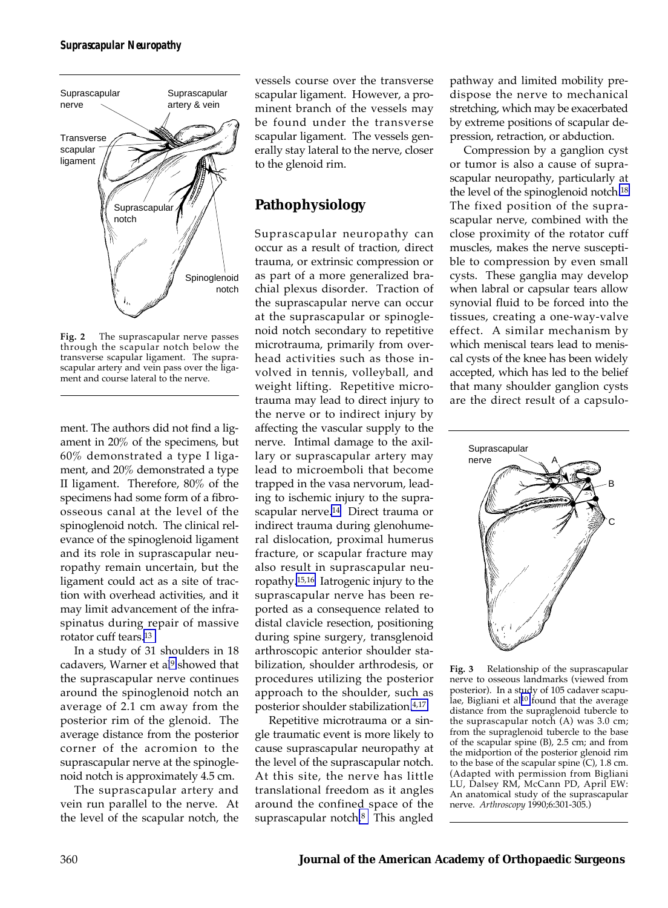Fig. 2  The suprascapular nerve passes through the scapular notch below the transverse scapular ligament. The suprascapular artery and vein pass over the ligament and course lateral to the nerve.

ment. The authors did not find a ligament in 20% of the specimens, but 60% demonstrated a type I ligament, and 20% demonstrated a type II ligament. Therefore, 80% of the specimens had some form of a fibroosseous canal at the level of the spinoglenoid notch. The clinical relevance of the spinoglenoid ligament and its role in suprascapular neuropathy remain uncertain, but the ligament could act as a site of traction with overhead activities, and it may limit advancement of the infraspinatus during repair of massive rotator cuff tears.[13]

In a study of 31 shoulders in 18 cadavers, Warner et al[9] showed that the suprascapular nerve continues around the spinoglenoid notch an average of 2.1 cm away from the posterior rim of the glenoid. The average distance from the posterior corner of the acromion to the suprascapular nerve at the spinoglenoid notch is approximately 4.5 cm.

The suprascapular artery and vein run parallel to the nerve. At the level of the scapular notch, the vessels course over the transverse scapular ligament. However, a prominent branch of the vessels may be found under the transverse scapular ligament. The vessels generally stay lateral to the nerve, closer to the glenoid rim.

## Pathophysiology

Suprascapular neuropathy can occur as a result of traction, direct trauma, or extrinsic compression or as part of a more generalized brachial plexus disorder. Traction of the suprascapular nerve can occur at the suprascapular or spinoglenoid notch secondary to repetitive microtrauma, primarily from overhead activities such as those involved in tennis, volleyball, and weight lifting. Repetitive microtrauma may lead to direct injury to the nerve or to indirect injury by affecting the vascular supply to the nerve. Intimal damage to the axillary or suprascapular artery may lead to microemboli that become trapped in the vasa nervorum, leading to ischemic injury to the suprascapular nerve.[14] Direct trauma or indirect trauma during glenohumeral dislocation, proximal humerus fracture, or scapular fracture may also result in suprascapular neuropathy.[15,16] Iatrogenic injury to the suprascapular nerve has been reported as a consequence related to distal clavicle resection, positioning during spine surgery, transglenoid arthroscopic anterior shoulder stabilization, shoulder arthrodesis, or procedures utilizing the posterior approach to the shoulder, such as posterior shoulder stabilization.[4,17]

Repetitive microtrauma or a single traumatic event is more likely to cause suprascapular neuropathy at the level of the suprascapular notch. At this site, the nerve has little translational freedom as it angles around the confined space of the suprascapular notch.[8] This angled pathway and limited mobility predispose the nerve to mechanical stretching, which may be exacerbated by extreme positions of scapular depression, retraction, or abduction.

Compression by a ganglion cyst or tumor is also a cause of suprascapular neuropathy, particularly at the level of the spinoglenoid notch.[18] The fixed position of the suprascapular nerve, combined with the close proximity of the rotator cuff muscles, makes the nerve susceptible to compression by even small cysts. These ganglia may develop when labral or capsular tears allow synovial fluid to be forced into the tissues, creating a one-way-valve effect. A similar mechanism by which meniscal tears lead to meniscal cysts of the knee has been widely accepted, which has led to the belief that many shoulder ganglion cysts are the direct result of a capsulo-

Fig. 3  Relationship of the suprascapular nerve to osseous landmarks (viewed from posterior). In a study of 105 cadaver scapulae, Bigliani et al[10] found that the average distance from the supraglenoid tubercle to the suprascapular notch (A) was 3.0 cm; from the supraglenoid tubercle to the base of the scapular spine (B), 2.5 cm; and from the midportion of the posterior glenoid rim to the base of the scapular spine (C), 1.8 cm. (Adapted with permission from Bigliani LU, Dalsey RM, McCann PD, April EW: An anatomical study of the suprascapular nerve. *Arthroscopy* 1990;6:301-305.)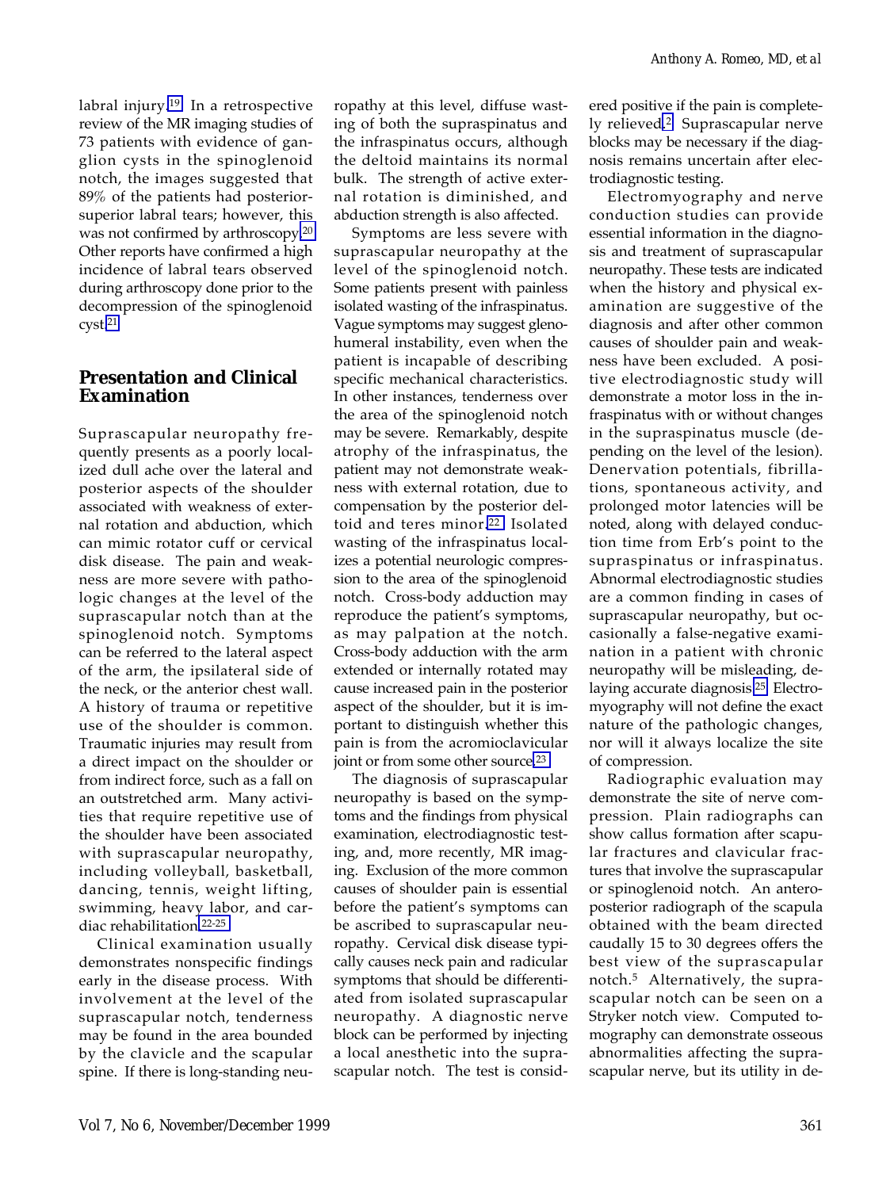labral injury.[19] In a retrospective review of the MR imaging studies of 73 patients with evidence of ganglion cysts in the spinoglenoid notch, the images suggested that 89% of the patients had posterior-superior labral tears; however, this was not confirmed by arthroscopy.[20] Other reports have confirmed a high incidence of labral tears observed during arthroscopy done prior to the decompression of the spinoglenoid cyst.[21]

## Presentation and Clinical Examination

Suprascapular neuropathy frequently presents as a poorly localized dull ache over the lateral and posterior aspects of the shoulder associated with weakness of external rotation and abduction, which can mimic rotator cuff or cervical disk disease. The pain and weakness are more severe with pathologic changes at the level of the suprascapular notch than at the spinoglenoid notch. Symptoms can be referred to the lateral aspect of the arm, the ipsilateral side of the neck, or the anterior chest wall. A history of trauma or repetitive use of the shoulder is common. Traumatic injuries may result from a direct impact on the shoulder or from indirect force, such as a fall on an outstretched arm. Many activities that require repetitive use of the shoulder have been associated with suprascapular neuropathy, including volleyball, basketball, dancing, tennis, weight lifting, swimming, heavy labor, and cardiac rehabilitation.[22-25]

Clinical examination usually demonstrates nonspecific findings early in the disease process. With involvement at the level of the suprascapular notch, tenderness may be found in the area bounded by the clavicle and the scapular spine. If there is long-standing neuropathy at this level, diffuse wasting of both the supraspinatus and the infraspinatus occurs, although the deltoid maintains its normal bulk. The strength of active external rotation is diminished, and abduction strength is also affected.

Symptoms are less severe with suprascapular neuropathy at the level of the spinoglenoid notch. Some patients present with painless isolated wasting of the infraspinatus. Vague symptoms may suggest glenohumeral instability, even when the patient is incapable of describing specific mechanical characteristics. In other instances, tenderness over the area of the spinoglenoid notch may be severe. Remarkably, despite atrophy of the infraspinatus, the patient may not demonstrate weakness with external rotation, due to compensation by the posterior deltoid and teres minor.[22] Isolated wasting of the infraspinatus localizes a potential neurologic compression to the area of the spinoglenoid notch. Cross-body adduction may reproduce the patient's symptoms, as may palpation at the notch. Cross-body adduction with the arm extended or internally rotated may cause increased pain in the posterior aspect of the shoulder, but it is important to distinguish whether this pain is from the acromioclavicular joint or from some other source.[23]

The diagnosis of suprascapular neuropathy is based on the symptoms and the findings from physical examination, electrodiagnostic testing, and, more recently, MR imaging. Exclusion of the more common causes of shoulder pain is essential before the patient's symptoms can be ascribed to suprascapular neuropathy. Cervical disk disease typically causes neck pain and radicular symptoms that should be differentiated from isolated suprascapular neuropathy. A diagnostic nerve block can be performed by injecting a local anesthetic into the suprascapular notch. The test is considered positive if the pain is completely relieved.[2] Suprascapular nerve blocks may be necessary if the diagnosis remains uncertain after electrodiagnostic testing.

Electromyography and nerve conduction studies can provide essential information in the diagnosis and treatment of suprascapular neuropathy. These tests are indicated when the history and physical examination are suggestive of the diagnosis and after other common causes of shoulder pain and weakness have been excluded. A positive electrodiagnostic study will demonstrate a motor loss in the infraspinatus with or without changes in the supraspinatus muscle (depending on the level of the lesion). Denervation potentials, fibrillations, spontaneous activity, and prolonged motor latencies will be noted, along with delayed conduction time from Erb's point to the supraspinatus or infraspinatus. Abnormal electrodiagnostic studies are a common finding in cases of suprascapular neuropathy, but occasionally a false-negative examination in a patient with chronic neuropathy will be misleading, delaying accurate diagnosis.[25] Electromyography will not define the exact nature of the pathologic changes, nor will it always localize the site of compression.

Radiographic evaluation may demonstrate the site of nerve compression. Plain radiographs can show callus formation after scapular fractures and clavicular fractures that involve the suprascapular or spinoglenoid notch. An anteroposterior radiograph of the scapula obtained with the beam directed caudally 15 to 30 degrees offers the best view of the suprascapular notch.[5] Alternatively, the suprascapular notch can be seen on a Stryker notch view. Computed tomography can demonstrate osseous abnormalities affecting the suprascapular nerve, but its utility in de-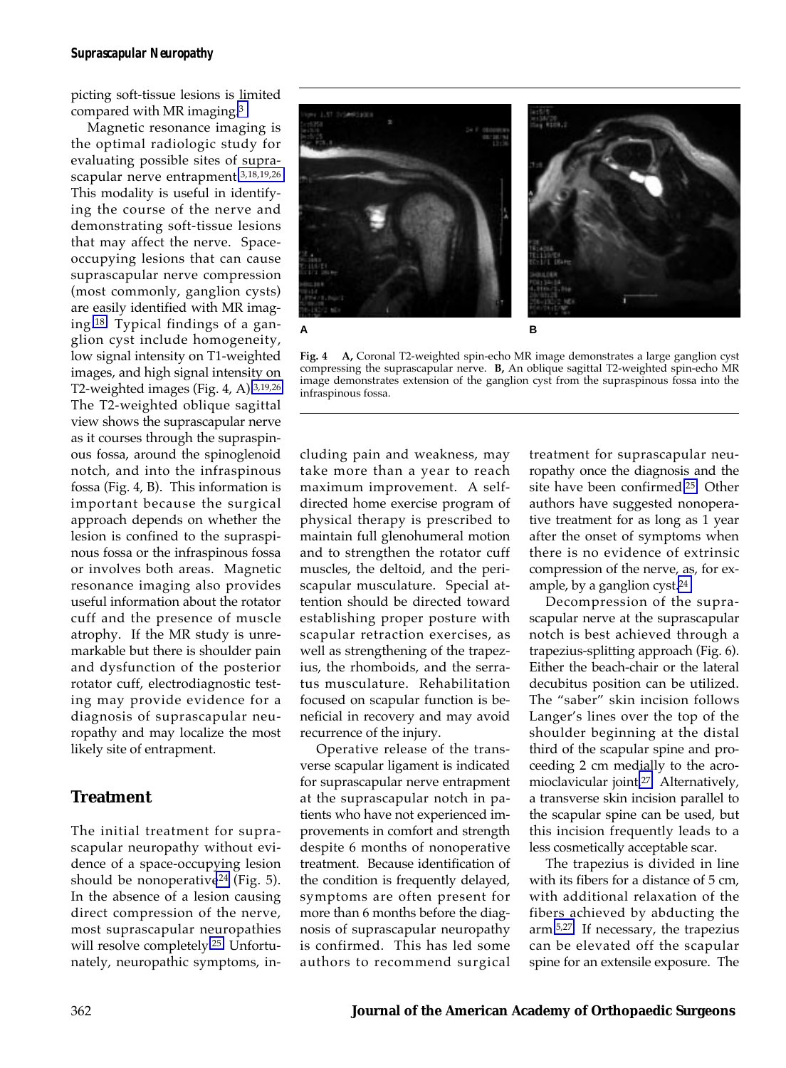picting soft-tissue lesions is limited compared with MR imaging.[3]

Magnetic resonance imaging is the optimal radiologic study for evaluating possible sites of suprascapular nerve entrapment.[3,18,19,26] This modality is useful in identifying the course of the nerve and demonstrating soft-tissue lesions that may affect the nerve. Space-occupying lesions that can cause suprascapular nerve compression (most commonly, ganglion cysts) are easily identified with MR imaging.[18] Typical findings of a ganglion cyst include homogeneity, low signal intensity on T1-weighted images, and high signal intensity on T2-weighted images (Fig. 4, A).[3,19,26] The T2-weighted oblique sagittal view shows the suprascapular nerve as it courses through the supraspinous fossa, around the spinoglenoid notch, and into the infraspinous fossa (Fig. 4, B). This information is important because the surgical approach depends on whether the lesion is confined to the supraspinous fossa or the infraspinous fossa or involves both areas. Magnetic resonance imaging also provides useful information about the rotator cuff and the presence of muscle atrophy. If the MR study is unremarkable but there is shoulder pain and dysfunction of the posterior rotator cuff, electrodiagnostic testing may provide evidence for a diagnosis of suprascapular neuropathy and may localize the most likely site of entrapment.

**Fig. 4** **A,** Coronal T2-weighted spin-echo MR image demonstrates a large ganglion cyst compressing the suprascapular nerve. **B,** An oblique sagittal T2-weighted spin-echo MR image demonstrates extension of the ganglion cyst from the supraspinous fossa into the infraspinous fossa.

## Treatment

The initial treatment for suprascapular neuropathy without evidence of a space-occupying lesion should be nonoperative[24] (Fig. 5). In the absence of a lesion causing direct compression of the nerve, most suprascapular neuropathies will resolve completely.[25] Unfortunately, neuropathic symptoms, including pain and weakness, may take more than a year to reach maximum improvement. A self-directed home exercise program of physical therapy is prescribed to maintain full glenohumeral motion and to strengthen the rotator cuff muscles, the deltoid, and the periscapular musculature. Special attention should be directed toward establishing proper posture with scapular retraction exercises, as well as strengthening of the trapezius, the rhomboids, and the serratus musculature. Rehabilitation focused on scapular function is beneficial in recovery and may avoid recurrence of the injury.

Operative release of the transverse scapular ligament is indicated for suprascapular nerve entrapment at the suprascapular notch in patients who have not experienced improvements in comfort and strength despite 6 months of nonoperative treatment. Because identification of the condition is frequently delayed, symptoms are often present for more than 6 months before the diagnosis of suprascapular neuropathy is confirmed. This has led some authors to recommend surgical treatment for suprascapular neuropathy once the diagnosis and the site have been confirmed.[25] Other authors have suggested nonoperative treatment for as long as 1 year after the onset of symptoms when there is no evidence of extrinsic compression of the nerve, as, for example, by a ganglion cyst.[24]

Decompression of the suprascapular nerve at the suprascapular notch is best achieved through a trapezius-splitting approach (Fig. 6). Either the beach-chair or the lateral decubitus position can be utilized. The "saber" skin incision follows Langer's lines over the top of the shoulder beginning at the distal third of the scapular spine and proceeding 2 cm medially to the acromioclavicular joint.[27] Alternatively, a transverse skin incision parallel to the scapular spine can be used, but this incision frequently leads to a less cosmetically acceptable scar.

The trapezius is divided in line with its fibers for a distance of 5 cm, with additional relaxation of the fibers achieved by abducting the arm.[5,27] If necessary, the trapezius can be elevated off the scapular spine for an extensile exposure. The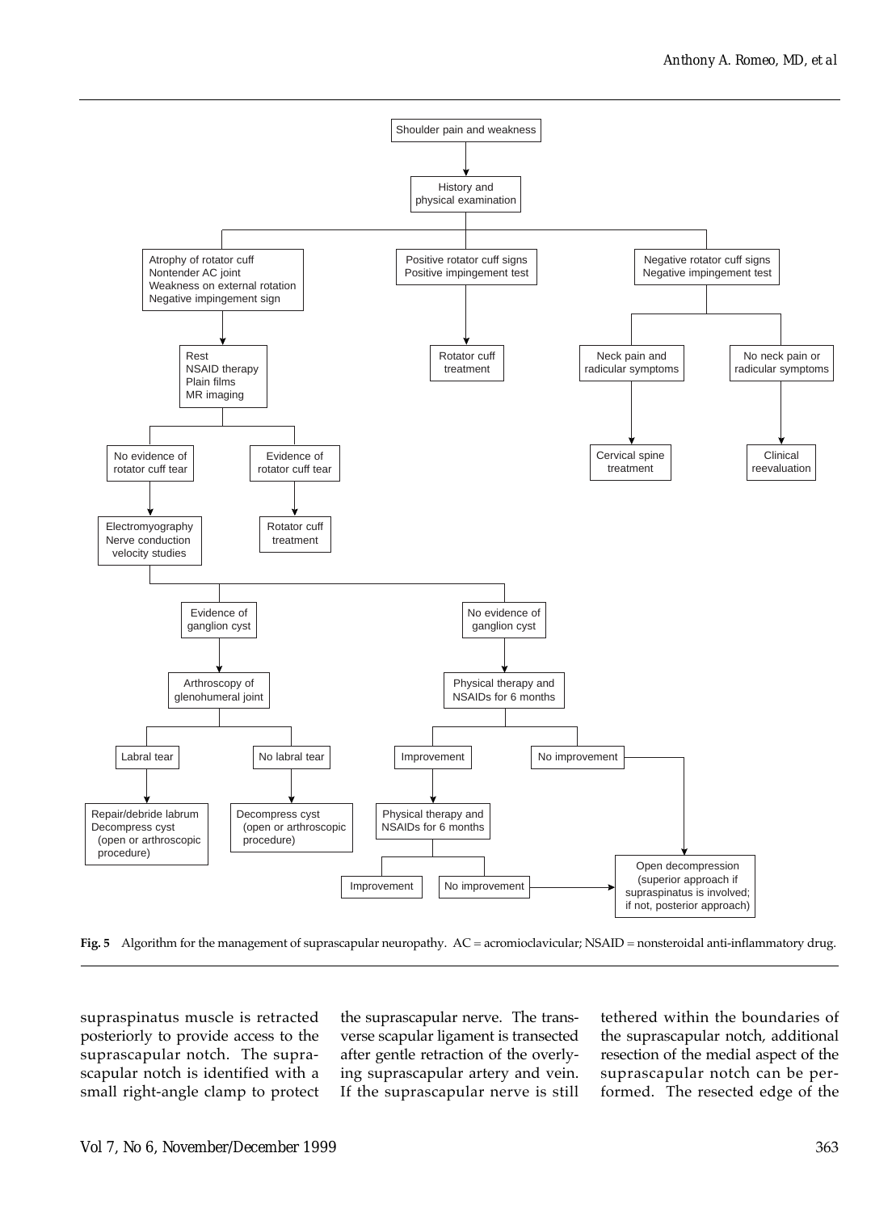Shoulder pain and weakness

→ History and physical examination

- Atrophy of rotator cuff; Nontender AC joint; Weakness on external rotation; Negative impingement sign
  - → Rest; NSAID therapy; Plain films; MR imaging
    - No evidence of rotator cuff tear
      - → Electromyography; Nerve conduction velocity studies
        - Evidence of ganglion cyst
          - → Arthroscopy of glenohumeral joint
            - Labral tear → Repair/debride labrum; Decompress cyst (open or arthroscopic procedure)
            - No labral tear → Decompress cyst (open or arthroscopic procedure)
        - No evidence of ganglion cyst
          - → Physical therapy and NSAIDs for 6 months
            - Improvement → Physical therapy and NSAIDs for 6 months
              - Improvement
              - No improvement → Open decompression
            - No improvement → Open decompression (superior approach if supraspinatus is involved; if not, posterior approach)
    - Evidence of rotator cuff tear → Rotator cuff treatment
- Positive rotator cuff signs; Positive impingement test
  - → Rotator cuff treatment
- Negative rotator cuff signs; Negative impingement test
  - Neck pain and radicular symptoms → Cervical spine treatment
  - No neck pain or radicular symptoms → Clinical reevaluation

**Fig. 5** Algorithm for the management of suprascapular neuropathy. AC = acromioclavicular; NSAID = nonsteroidal anti-inflammatory drug.

supraspinatus muscle is retracted posteriorly to provide access to the suprascapular notch. The suprascapular notch is identified with a small right-angle clamp to protect the suprascapular nerve. The transverse scapular ligament is transected after gentle retraction of the overlying suprascapular artery and vein. If the suprascapular nerve is still tethered within the boundaries of the suprascapular notch, additional resection of the medial aspect of the suprascapular notch can be performed. The resected edge of the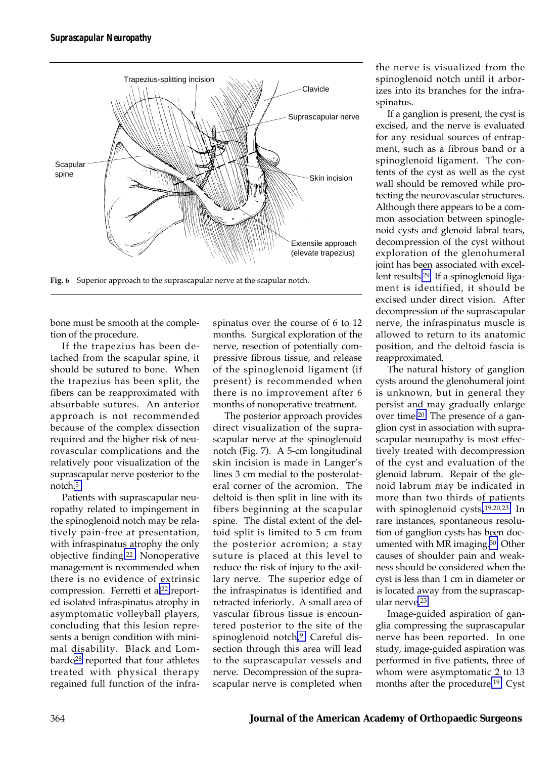Fig. 6 Superior approach to the suprascapular nerve at the scapular notch.

bone must be smooth at the completion of the procedure.

If the trapezius has been detached from the scapular spine, it should be sutured to bone. When the trapezius has been split, the fibers can be reapproximated with absorbable sutures. An anterior approach is not recommended because of the complex dissection required and the higher risk of neurovascular complications and the relatively poor visualization of the suprascapular nerve posterior to the notch.[5]

Patients with suprascapular neuropathy related to impingement in the spinoglenoid notch may be relatively pain-free at presentation, with infraspinatus atrophy the only objective finding.[22] Nonoperative management is recommended when there is no evidence of extrinsic compression. Ferretti et al[22] reported isolated infraspinatus atrophy in asymptomatic volleyball players, concluding that this lesion represents a benign condition with minimal disability. Black and Lombardo[28] reported that four athletes treated with physical therapy regained full function of the infraspinatus over the course of 6 to 12 months. Surgical exploration of the nerve, resection of potentially compressive fibrous tissue, and release of the spinoglenoid ligament (if present) is recommended when there is no improvement after 6 months of nonoperative treatment.

The posterior approach provides direct visualization of the suprascapular nerve at the spinoglenoid notch (Fig. 7). A 5-cm longitudinal skin incision is made in Langer's lines 3 cm medial to the posterolateral corner of the acromion. The deltoid is then split in line with its fibers beginning at the scapular spine. The distal extent of the deltoid split is limited to 5 cm from the posterior acromion; a stay suture is placed at this level to reduce the risk of injury to the axillary nerve. The superior edge of the infraspinatus is identified and retracted inferiorly. A small area of vascular fibrous tissue is encountered posterior to the site of the spinoglenoid notch.[9] Careful dissection through this area will lead to the suprascapular vessels and nerve. Decompression of the suprascapular nerve is completed when the nerve is visualized from the spinoglenoid notch until it arborizes into its branches for the infraspinatus.

If a ganglion is present, the cyst is excised, and the nerve is evaluated for any residual sources of entrapment, such as a fibrous band or a spinoglenoid ligament. The contents of the cyst as well as the cyst wall should be removed while protecting the neurovascular structures. Although there appears to be a common association between spinoglenoid cysts and glenoid labral tears, decompression of the cyst without exploration of the glenohumeral joint has been associated with excellent results.[29] If a spinoglenoid ligament is identified, it should be excised under direct vision. After decompression of the suprascapular nerve, the infraspinatus muscle is allowed to return to its anatomic position, and the deltoid fascia is reapproximated.

The natural history of ganglion cysts around the glenohumeral joint is unknown, but in general they persist and may gradually enlarge over time.[20] The presence of a ganglion cyst in association with suprascapular neuropathy is most effectively treated with decompression of the cyst and evaluation of the glenoid labrum. Repair of the glenoid labrum may be indicated in more than two thirds of patients with spinoglenoid cysts.[19,20,23] In rare instances, spontaneous resolution of ganglion cysts has been documented with MR imaging.[30] Other causes of shoulder pain and weakness should be considered when the cyst is less than 1 cm in diameter or is located away from the suprascapular nerve.[23]

Image-guided aspiration of ganglia compressing the suprascapular nerve has been reported. In one study, image-guided aspiration was performed in five patients, three of whom were asymptomatic 2 to 13 months after the procedure.[19] Cyst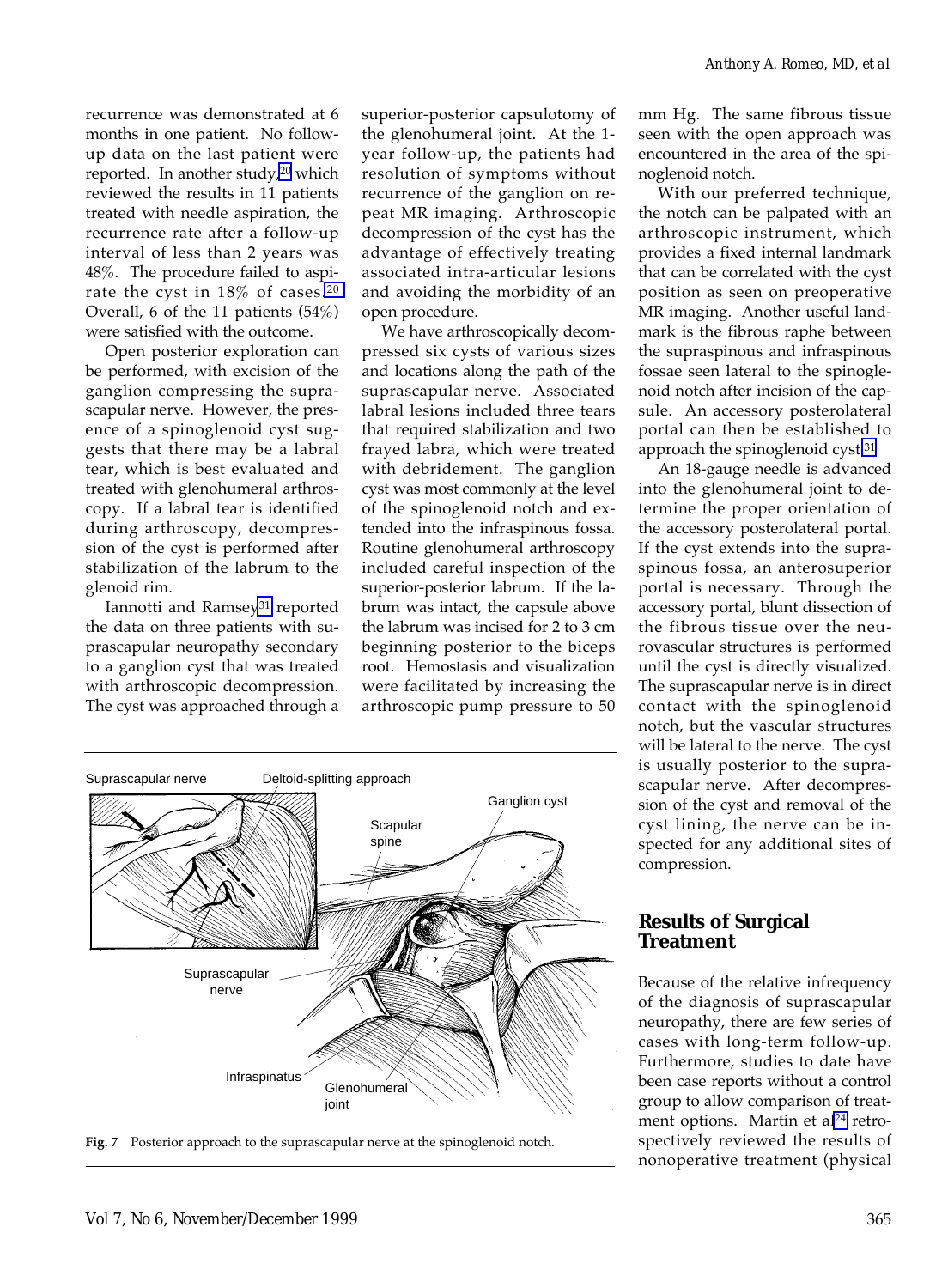recurrence was demonstrated at 6 months in one patient. No follow-up data on the last patient were reported. In another study,[20] which reviewed the results in 11 patients treated with needle aspiration, the recurrence rate after a follow-up interval of less than 2 years was 48%. The procedure failed to aspirate the cyst in 18% of cases.[20] Overall, 6 of the 11 patients (54%) were satisfied with the outcome.

Open posterior exploration can be performed, with excision of the ganglion compressing the suprascapular nerve. However, the presence of a spinoglenoid cyst suggests that there may be a labral tear, which is best evaluated and treated with glenohumeral arthroscopy. If a labral tear is identified during arthroscopy, decompression of the cyst is performed after stabilization of the labrum to the glenoid rim.

Iannotti and Ramsey[31] reported the data on three patients with suprascapular neuropathy secondary to a ganglion cyst that was treated with arthroscopic decompression. The cyst was approached through a superior-posterior capsulotomy of the glenohumeral joint. At the 1-year follow-up, the patients had resolution of symptoms without recurrence of the ganglion on repeat MR imaging. Arthroscopic decompression of the cyst has the advantage of effectively treating associated intra-articular lesions and avoiding the morbidity of an open procedure.

We have arthroscopically decompressed six cysts of various sizes and locations along the path of the suprascapular nerve. Associated labral lesions included three tears that required stabilization and two frayed labra, which were treated with debridement. The ganglion cyst was most commonly at the level of the spinoglenoid notch and extended into the infraspinous fossa. Routine glenohumeral arthroscopy included careful inspection of the superior-posterior labrum. If the labrum was intact, the capsule above the labrum was incised for 2 to 3 cm beginning posterior to the biceps root. Hemostasis and visualization were facilitated by increasing the arthroscopic pump pressure to 50 mm Hg. The same fibrous tissue seen with the open approach was encountered in the area of the spinoglenoid notch.

With our preferred technique, the notch can be palpated with an arthroscopic instrument, which provides a fixed internal landmark that can be correlated with the cyst position as seen on preoperative MR imaging. Another useful landmark is the fibrous raphe between the supraspinous and infraspinous fossae seen lateral to the spinoglenoid notch after incision of the capsule. An accessory posterolateral portal can then be established to approach the spinoglenoid cyst.[31]

An 18-gauge needle is advanced into the glenohumeral joint to determine the proper orientation of the accessory posterolateral portal. If the cyst extends into the supraspinous fossa, an anterosuperior portal is necessary. Through the accessory portal, blunt dissection of the fibrous tissue over the neurovascular structures is performed until the cyst is directly visualized. The suprascapular nerve is in direct contact with the spinoglenoid notch, but the vascular structures will be lateral to the nerve. The cyst is usually posterior to the suprascapular nerve. After decompression of the cyst and removal of the cyst lining, the nerve can be inspected for any additional sites of compression.

**Fig. 7** Posterior approach to the suprascapular nerve at the spinoglenoid notch.

## Results of Surgical Treatment

Because of the relative infrequency of the diagnosis of suprascapular neuropathy, there are few series of cases with long-term follow-up. Furthermore, studies to date have been case reports without a control group to allow comparison of treatment options. Martin et al[24] retrospectively reviewed the results of nonoperative treatment (physical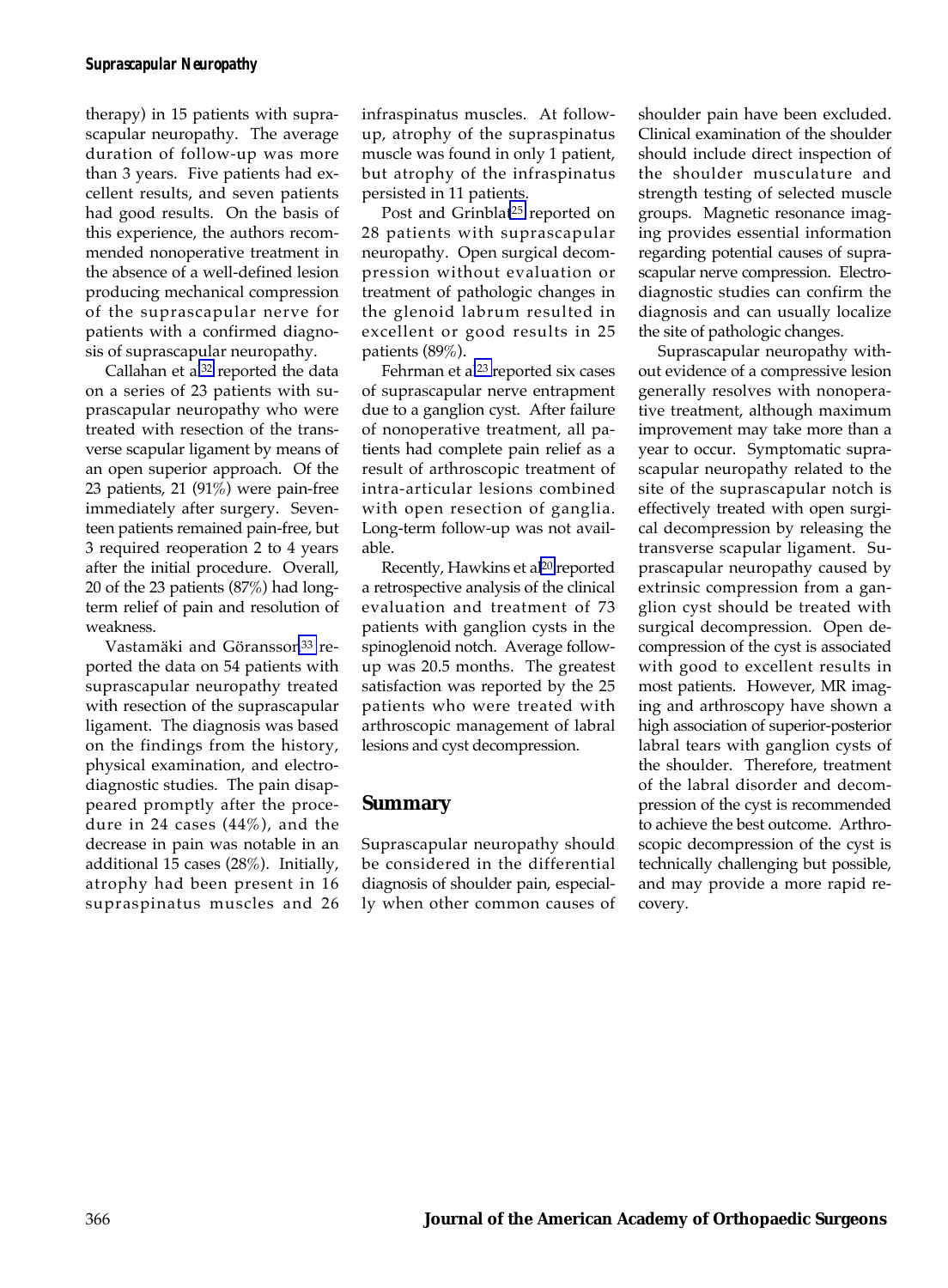therapy) in 15 patients with suprascapular neuropathy. The average duration of follow-up was more than 3 years. Five patients had excellent results, and seven patients had good results. On the basis of this experience, the authors recommended nonoperative treatment in the absence of a well-defined lesion producing mechanical compression of the suprascapular nerve for patients with a confirmed diagnosis of suprascapular neuropathy.

Callahan et al[32] reported the data on a series of 23 patients with suprascapular neuropathy who were treated with resection of the transverse scapular ligament by means of an open superior approach. Of the 23 patients, 21 (91%) were pain-free immediately after surgery. Seventeen patients remained pain-free, but 3 required reoperation 2 to 4 years after the initial procedure. Overall, 20 of the 23 patients (87%) had long-term relief of pain and resolution of weakness.

Vastamäki and Göransson[33] reported the data on 54 patients with suprascapular neuropathy treated with resection of the suprascapular ligament. The diagnosis was based on the findings from the history, physical examination, and electrodiagnostic studies. The pain disappeared promptly after the procedure in 24 cases (44%), and the decrease in pain was notable in an additional 15 cases (28%). Initially, atrophy had been present in 16 supraspinatus muscles and 26 infraspinatus muscles. At follow-up, atrophy of the supraspinatus muscle was found in only 1 patient, but atrophy of the infraspinatus persisted in 11 patients.

Post and Grinblat[25] reported on 28 patients with suprascapular neuropathy. Open surgical decompression without evaluation or treatment of pathologic changes in the glenoid labrum resulted in excellent or good results in 25 patients (89%).

Fehrman et al[23] reported six cases of suprascapular nerve entrapment due to a ganglion cyst. After failure of nonoperative treatment, all patients had complete pain relief as a result of arthroscopic treatment of intra-articular lesions combined with open resection of ganglia. Long-term follow-up was not available.

Recently, Hawkins et al[20] reported a retrospective analysis of the clinical evaluation and treatment of 73 patients with ganglion cysts in the spinoglenoid notch. Average follow-up was 20.5 months. The greatest satisfaction was reported by the 25 patients who were treated with arthroscopic management of labral lesions and cyst decompression.

## Summary

Suprascapular neuropathy should be considered in the differential diagnosis of shoulder pain, especially when other common causes of shoulder pain have been excluded. Clinical examination of the shoulder should include direct inspection of the shoulder musculature and strength testing of selected muscle groups. Magnetic resonance imaging provides essential information regarding potential causes of suprascapular nerve compression. Electrodiagnostic studies can confirm the diagnosis and can usually localize the site of pathologic changes.

Suprascapular neuropathy without evidence of a compressive lesion generally resolves with nonoperative treatment, although maximum improvement may take more than a year to occur. Symptomatic suprascapular neuropathy related to the site of the suprascapular notch is effectively treated with open surgical decompression by releasing the transverse scapular ligament. Suprascapular neuropathy caused by extrinsic compression from a ganglion cyst should be treated with surgical decompression. Open decompression of the cyst is associated with good to excellent results in most patients. However, MR imaging and arthroscopy have shown a high association of superior-posterior labral tears with ganglion cysts of the shoulder. Therefore, treatment of the labral disorder and decompression of the cyst is recommended to achieve the best outcome. Arthroscopic decompression of the cyst is technically challenging but possible, and may provide a more rapid recovery.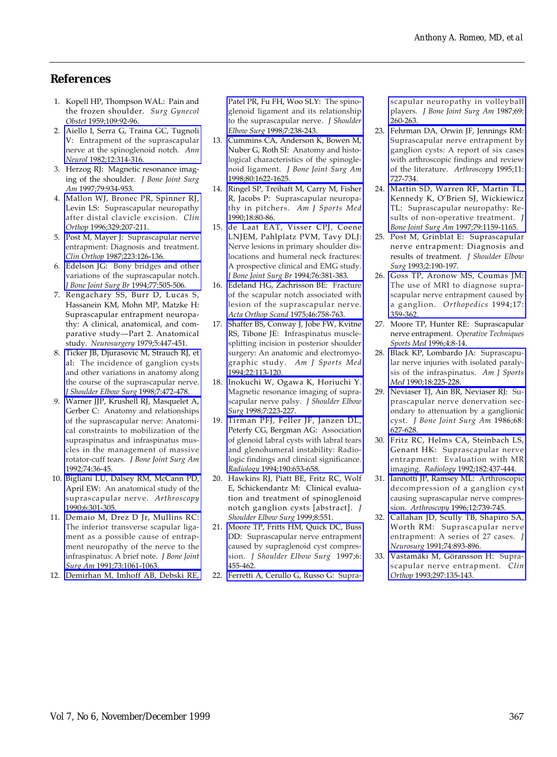## References

1. Kopell HP, Thompson WAL: Pain and the frozen shoulder. *Surg Gynecol Obstet* 1959;109:92-96.
2. Aiello I, Serra G, Traina GC, Tugnoli V: Entrapment of the suprascapular nerve at the spinoglenoid notch. *Ann Neurol* 1982;12:314-316.
3. Herzog RJ: Magnetic resonance imaging of the shoulder. *J Bone Joint Surg Am* 1997;79:934-953.
4. Mallon WJ, Bronec PR, Spinner RJ, Levin LS: Suprascapular neuropathy after distal clavicle excision. *Clin Orthop* 1996;329:207-211.
5. Post M, Mayer J: Suprascapular nerve entrapment: Diagnosis and treatment. *Clin Orthop* 1987;223:126-136.
6. Edelson JG: Bony bridges and other variations of the suprascapular notch. *J Bone Joint Surg Br* 1994;77:505-506.
7. Rengachary SS, Burr D, Lucas S, Hassanein KM, Mohn MP, Matzke H: Suprascapular entrapment neuropathy: A clinical, anatomical, and comparative study—Part 2. Anatomical study. *Neurosurgery* 1979;5:447-451.
8. Ticker JB, Djurasovic M, Strauch RJ, et al: The incidence of ganglion cysts and other variations in anatomy along the course of the suprascapular nerve. *J Shoulder Elbow Surg* 1998;7:472-478.
9. Warner JJP, Krushell RJ, Masquelet A, Gerber C: Anatomy and relationships of the suprascapular nerve: Anatomical constraints to mobilization of the supraspinatus and infraspinatus muscles in the management of massive rotator-cuff tears. *J Bone Joint Surg Am* 1992;74:36-45.
10. Bigliani LU, Dalsey RM, McCann PD, April EW: An anatomical study of the suprascapular nerve. *Arthroscopy* 1990;6:301-305.
11. Demaio M, Drez D Jr, Mullins RC: The inferior transverse scapular ligament as a possible cause of entrapment neuropathy of the nerve to the infraspinatus: A brief note. *J Bone Joint Surg Am* 1991;73:1061-1063.
12. Demirhan M, Imhoff AB, Debski RE, Patel PR, Fu FH, Woo SLY: The spinoglenoid ligament and its relationship to the suprascapular nerve. *J Shoulder Elbow Surg* 1998;7:238-243.
13. Cummins CA, Anderson K, Bowen M, Nuber G, Roth SI: Anatomy and histological characteristics of the spinoglenoid ligament. *J Bone Joint Surg Am* 1998;80:1622-1625.
14. Ringel SP, Treihaft M, Carry M, Fisher R, Jacobs P: Suprascapular neuropathy in pitchers. *Am J Sports Med* 1990;18:80-86.
15. de Laat EAT, Visser CPJ, Coene LNJEM, Pahlplatz PVM, Tavy DLJ: Nerve lesions in primary shoulder dislocations and humeral neck fractures: A prospective clinical and EMG study. *J Bone Joint Surg Br* 1994;76:381-383.
16. Edeland HG, Zachrisson BE: Fracture of the scapular notch associated with lesion of the suprascapular nerve. *Acta Orthop Scand* 1975;46:758-763.
17. Shaffer BS, Conway J, Jobe FW, Kvitne RS, Tibone JE: Infraspinatus muscle-splitting incision in posterior shoulder surgery: An anatomic and electromyographic study. *Am J Sports Med* 1994;22:113-120.
18. Inokuchi W, Ogawa K, Horiuchi Y. Magnetic resonance imaging of suprascapular nerve palsy. *J Shoulder Elbow Surg* 1998;7:223-227.
19. Tirman PFJ, Feller JF, Janzen DL, Peterfy CG, Bergman AG: Association of glenoid labral cysts with labral tears and glenohumeral instability: Radiologic findings and clinical significance. *Radiology* 1994;190:653-658.
20. Hawkins RJ, Piatt BE, Fritz RC, Wolf E, Schickendantz M: Clinical evaluation and treatment of spinoglenoid notch ganglion cysts [abstract]. *J Shoulder Elbow Surg* 1999;8:551.
21. Moore TP, Fritts HM, Quick DC, Buss DD: Suprascapular nerve entrapment caused by supraglenoid cyst compression. *J Shoulder Elbow Surg* 1997;6:455-462.
22. Ferretti A, Cerullo G, Russo G: Suprascapular neuropathy in volleyball players. *J Bone Joint Surg Am* 1987;69:260-263.
23. Fehrman DA, Orwin JF, Jennings RM: Suprascapular nerve entrapment by ganglion cysts: A report of six cases with arthroscopic findings and review of the literature. *Arthroscopy* 1995;11:727-734.
24. Martin SD, Warren RF, Martin TL, Kennedy K, O'Brien SJ, Wickiewicz TL: Suprascapular neuropathy: Results of non-operative treatment. *J Bone Joint Surg Am* 1997;79:1159-1165.
25. Post M, Grinblat E: Suprascapular nerve entrapment: Diagnosis and results of treatment. *J Shoulder Elbow Surg* 1993;2:190-197.
26. Goss TP, Aronow MS, Coumas JM: The use of MRI to diagnose suprascapular nerve entrapment caused by a ganglion. *Orthopedics* 1994;17:359-362.
27. Moore TP, Hunter RE: Suprascapular nerve entrapment. *Operative Techniques Sports Med* 1996;4:8-14.
28. Black KP, Lombardo JA: Suprascapular nerve injuries with isolated paralysis of the infraspinatus. *Am J Sports Med* 1990;18:225-228.
29. Neviaser TJ, Ain BR, Neviaser RJ: Suprascapular nerve denervation secondary to attenuation by a ganglionic cyst. *J Bone Joint Surg Am* 1986;68:627-628.
30. Fritz RC, Helms CA, Steinbach LS, Genant HK: Suprascapular nerve entrapment: Evaluation with MR imaging. *Radiology* 1992;182:437-444.
31. Iannotti JP, Ramsey ML: Arthroscopic decompression of a ganglion cyst causing suprascapular nerve compression. *Arthroscopy* 1996;12:739-745.
32. Callahan JD, Scully TB, Shapiro SA, Worth RM: Suprascapular nerve entrapment: A series of 27 cases. *J Neurosurg* 1991;74:893-896.
33. Vastamäki M, Göransson H: Suprascapular nerve entrapment. *Clin Orthop* 1993;297:135-143.